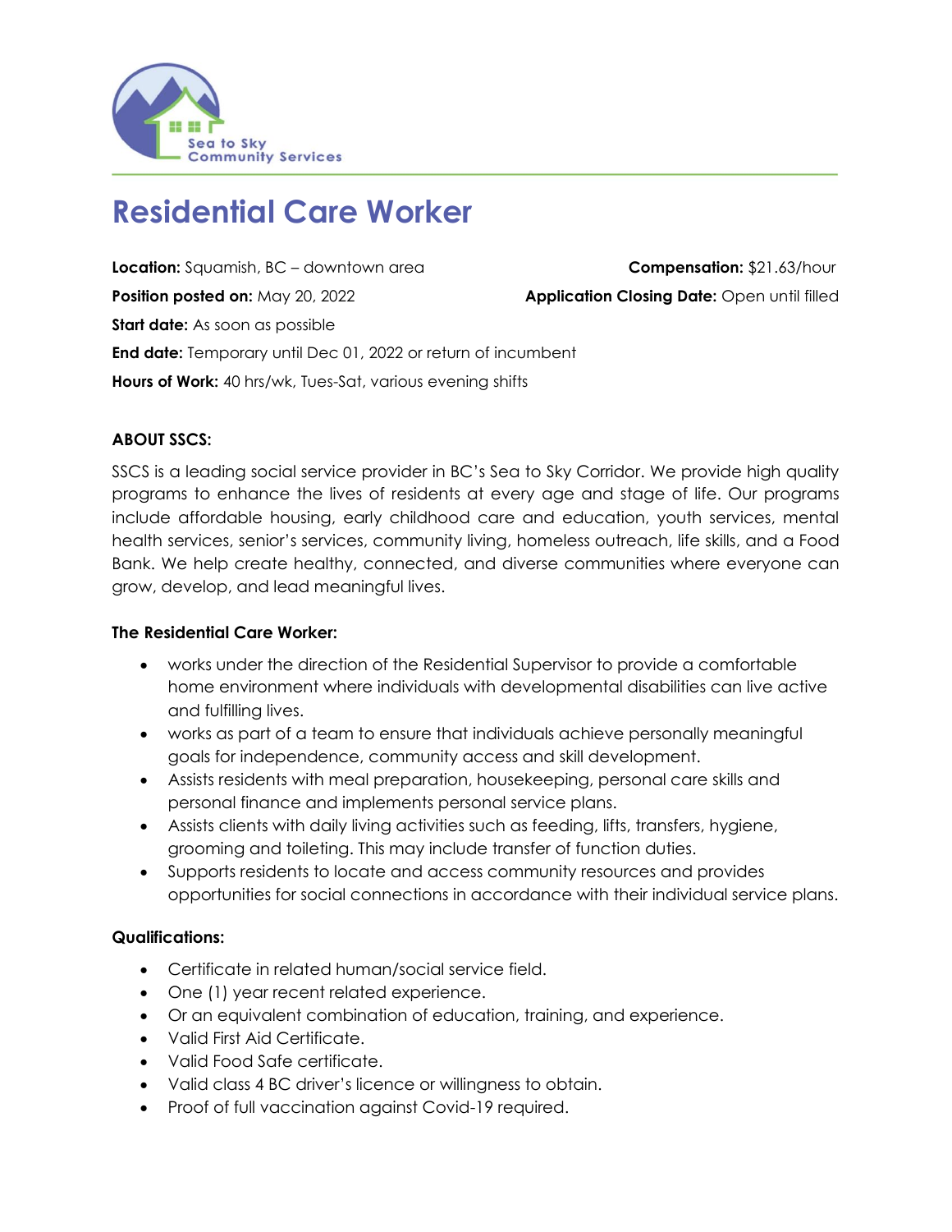Sea to Sky Community Services

# Residential Care Worker

**Location:** Squamish, BC – downtown area  
**Compensation:** $21.63/hour  
**Position posted on:** May 20, 2022  
**Application Closing Date:** Open until filled  
**Start date:** As soon as possible  
**End date:** Temporary until Dec 01, 2022 or return of incumbent  
**Hours of Work:** 40 hrs/wk, Tues-Sat, various evening shifts

**ABOUT SSCS:**

SSCS is a leading social service provider in BC's Sea to Sky Corridor. We provide high quality programs to enhance the lives of residents at every age and stage of life. Our programs include affordable housing, early childhood care and education, youth services, mental health services, senior's services, community living, homeless outreach, life skills, and a Food Bank. We help create healthy, connected, and diverse communities where everyone can grow, develop, and lead meaningful lives.

**The Residential Care Worker:**

- works under the direction of the Residential Supervisor to provide a comfortable home environment where individuals with developmental disabilities can live active and fulfilling lives.
- works as part of a team to ensure that individuals achieve personally meaningful goals for independence, community access and skill development.
- Assists residents with meal preparation, housekeeping, personal care skills and personal finance and implements personal service plans.
- Assists clients with daily living activities such as feeding, lifts, transfers, hygiene, grooming and toileting. This may include transfer of function duties.
- Supports residents to locate and access community resources and provides opportunities for social connections in accordance with their individual service plans.

**Qualifications:**

- Certificate in related human/social service field.
- One (1) year recent related experience.
- Or an equivalent combination of education, training, and experience.
- Valid First Aid Certificate.
- Valid Food Safe certificate.
- Valid class 4 BC driver's licence or willingness to obtain.
- Proof of full vaccination against Covid-19 required.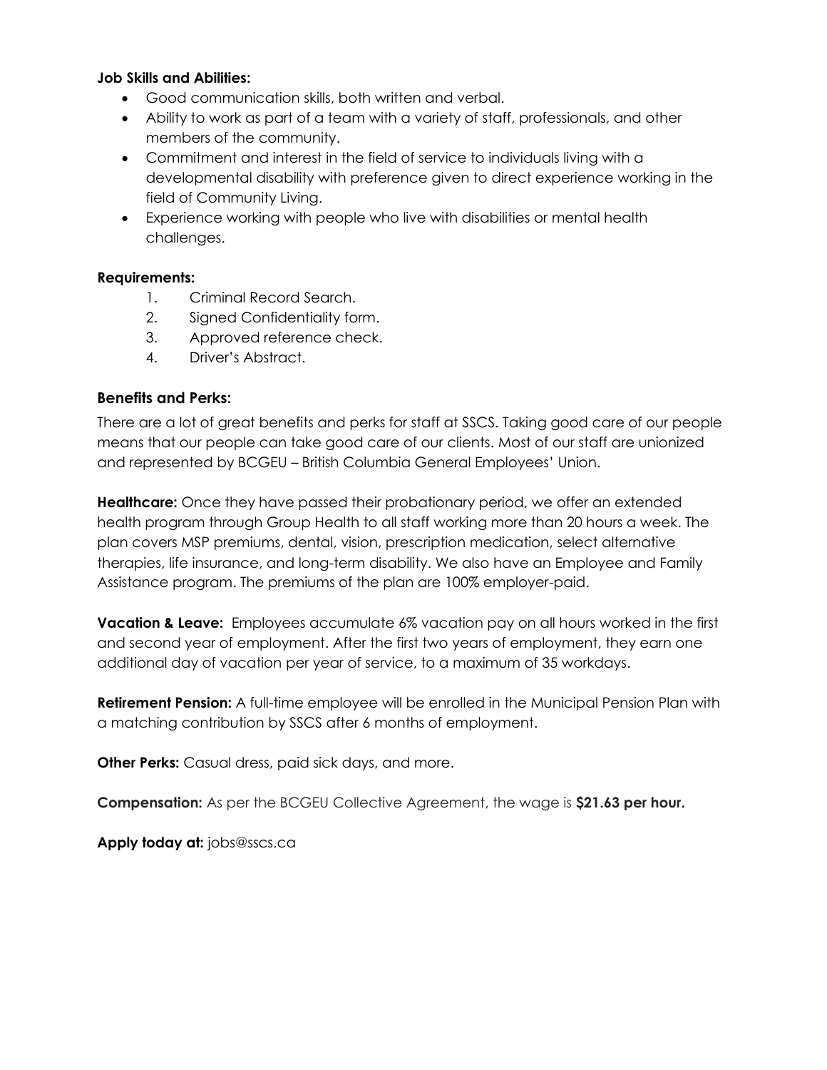**Job Skills and Abilities:**

- Good communication skills, both written and verbal.
- Ability to work as part of a team with a variety of staff, professionals, and other members of the community.
- Commitment and interest in the field of service to individuals living with a developmental disability with preference given to direct experience working in the field of Community Living.
- Experience working with people who live with disabilities or mental health challenges.

**Requirements:**

1. Criminal Record Search.
2. Signed Confidentiality form.
3. Approved reference check.
4. Driver's Abstract.

**Benefits and Perks:**

There are a lot of great benefits and perks for staff at SSCS. Taking good care of our people means that our people can take good care of our clients. Most of our staff are unionized and represented by BCGEU – British Columbia General Employees' Union.

**Healthcare:** Once they have passed their probationary period, we offer an extended health program through Group Health to all staff working more than 20 hours a week. The plan covers MSP premiums, dental, vision, prescription medication, select alternative therapies, life insurance, and long-term disability. We also have an Employee and Family Assistance program. The premiums of the plan are 100% employer-paid.

**Vacation & Leave:** Employees accumulate 6% vacation pay on all hours worked in the first and second year of employment. After the first two years of employment, they earn one additional day of vacation per year of service, to a maximum of 35 workdays.

**Retirement Pension:** A full-time employee will be enrolled in the Municipal Pension Plan with a matching contribution by SSCS after 6 months of employment.

**Other Perks:** Casual dress, paid sick days, and more.

**Compensation:** As per the BCGEU Collective Agreement, the wage is **$21.63 per hour.**

**Apply today at:** jobs@sscs.ca